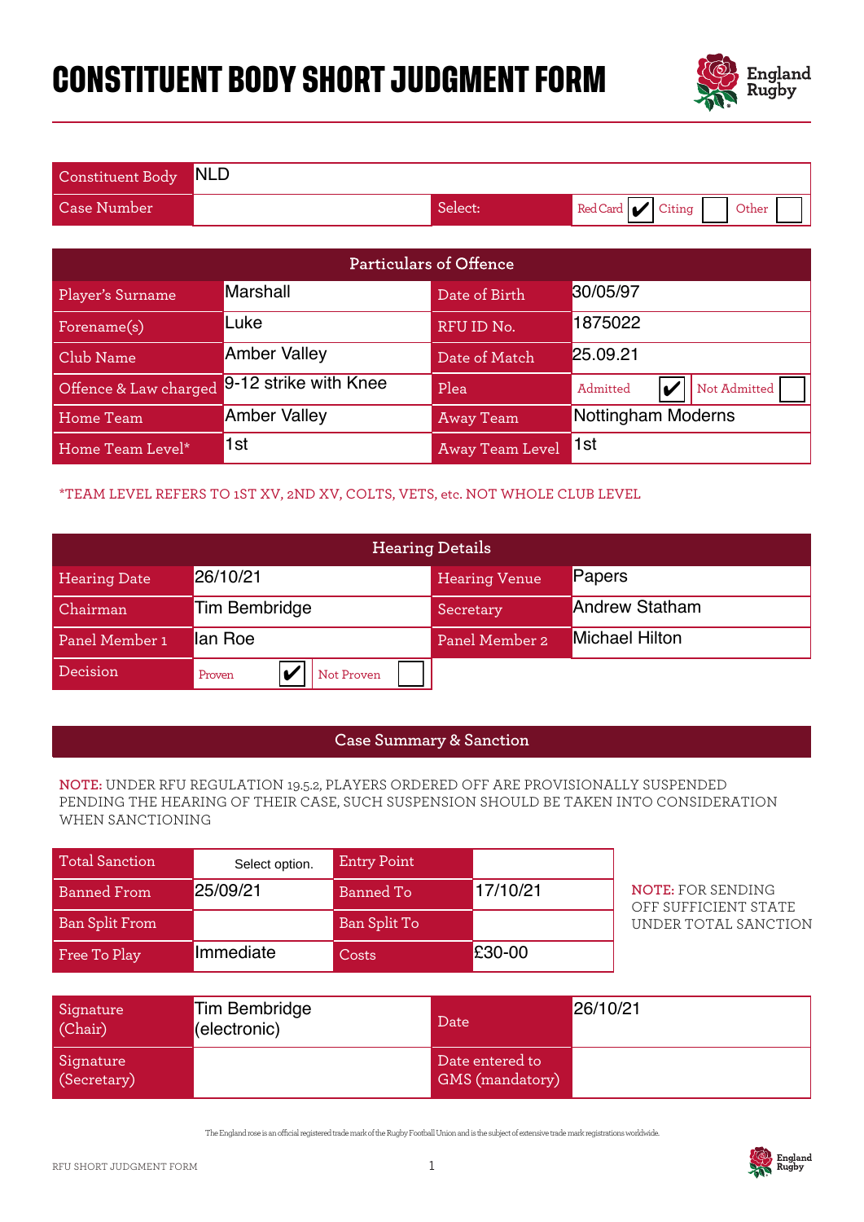# CONSTITUENT BODY SHORT JUDGMENT FORM

| Constituent Body | NLD | | |
|---|---|---|---|
| Case Number | | Select: | Red Card ✔ Citing ☐ Other ☐ |

| Particulars of Offence | | | |
|---|---|---|---|
| Player's Surname | Marshall | Date of Birth | 30/05/97 |
| Forename(s) | Luke | RFU ID No. | 1875022 |
| Club Name | Amber Valley | Date of Match | 25.09.21 |
| Offence & Law charged | 9-12 strike with Knee | Plea | Admitted ✔ Not Admitted ☐ |
| Home Team | Amber Valley | Away Team | Nottingham Moderns |
| Home Team Level* | 1st | Away Team Level | 1st |

*TEAM LEVEL REFERS TO 1ST XV, 2ND XV, COLTS, VETS, etc. NOT WHOLE CLUB LEVEL

| Hearing Details | | | |
|---|---|---|---|
| Hearing Date | 26/10/21 | Hearing Venue | Papers |
| Chairman | Tim Bembridge | Secretary | Andrew Statham |
| Panel Member 1 | Ian Roe | Panel Member 2 | Michael Hilton |
| Decision | Proven ✔ Not Proven ☐ | | |

## Case Summary & Sanction

**NOTE:** UNDER RFU REGULATION 19.5.2, PLAYERS ORDERED OFF ARE PROVISIONALLY SUSPENDED PENDING THE HEARING OF THEIR CASE, SUCH SUSPENSION SHOULD BE TAKEN INTO CONSIDERATION WHEN SANCTIONING

| Total Sanction | Select option. | Entry Point | |
|---|---|---|---|
| Banned From | 25/09/21 | Banned To | 17/10/21 |
| Ban Split From | | Ban Split To | |
| Free To Play | Immediate | Costs | £30-00 |

**NOTE:** FOR SENDING OFF SUFFICIENT STATE UNDER TOTAL SANCTION

| Signature (Chair) | Tim Bembridge (electronic) | Date | 26/10/21 |
|---|---|---|---|
| Signature (Secretary) | | Date entered to GMS (mandatory) | |

The England rose is an official registered trade mark of the Rugby Football Union and is the subject of extensive trade mark registrations worldwide.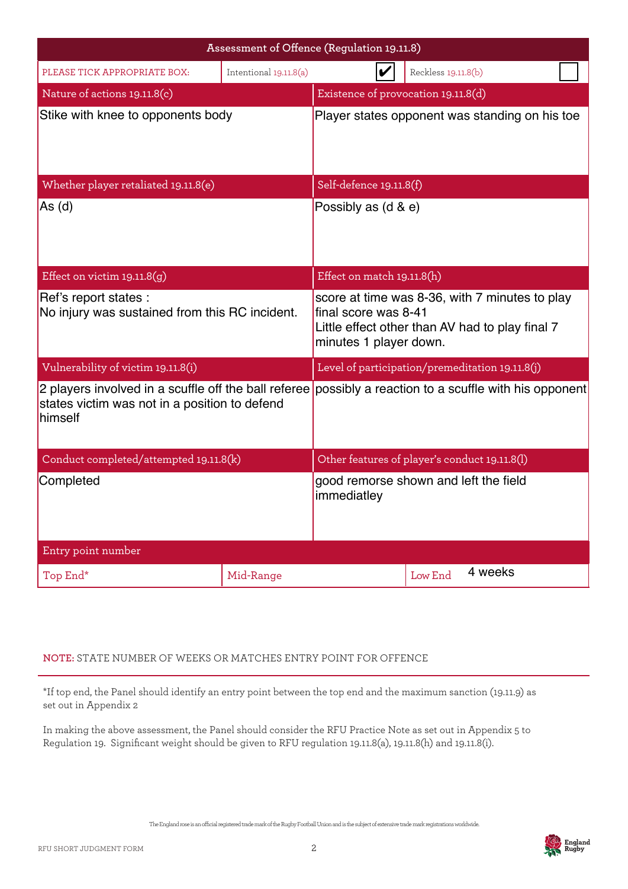## Assessment of Offence (Regulation 19.11.8)

| PLEASE TICK APPROPRIATE BOX: | Intentional 19.11.8(a) | ✔ | Reckless 19.11.8(b) | ☐ |
|---|---|---|---|---|

| Nature of actions 19.11.8(c) | Existence of provocation 19.11.8(d) |
|---|---|
| Stike with knee to opponents body | Player states opponent was standing on his toe |
| **Whether player retaliated 19.11.8(e)** | **Self-defence 19.11.8(f)** |
| As (d) | Possibly as (d & e) |
| **Effect on victim 19.11.8(g)** | **Effect on match 19.11.8(h)** |
| Ref's report states :<br>No injury was sustained from this RC incident. | score at time was 8-36, with 7 minutes to play final score was 8-41<br>Little effect other than AV had to play final 7 minutes 1 player down. |
| **Vulnerability of victim 19.11.8(i)** | **Level of participation/premeditation 19.11.8(j)** |
| 2 players involved in a scuffle off the ball referee states victim was not in a position to defend himself | possibly a reaction to a scuffle with his opponent |
| **Conduct completed/attempted 19.11.8(k)** | **Other features of player's conduct 19.11.8(l)** |
| Completed | good remorse shown and left the field immediatley |

| Entry point number | | |
|---|---|---|
| Top End* | Mid-Range | Low End 4 weeks |

NOTE: STATE NUMBER OF WEEKS OR MATCHES ENTRY POINT FOR OFFENCE

*If top end, the Panel should identify an entry point between the top end and the maximum sanction (19.11.9) as set out in Appendix 2

In making the above assessment, the Panel should consider the RFU Practice Note as set out in Appendix 5 to Regulation 19. Significant weight should be given to RFU regulation 19.11.8(a), 19.11.8(h) and 19.11.8(i).

The England rose is an official registered trade mark of the Rugby Football Union and is the subject of extensive trade mark registrations worldwide.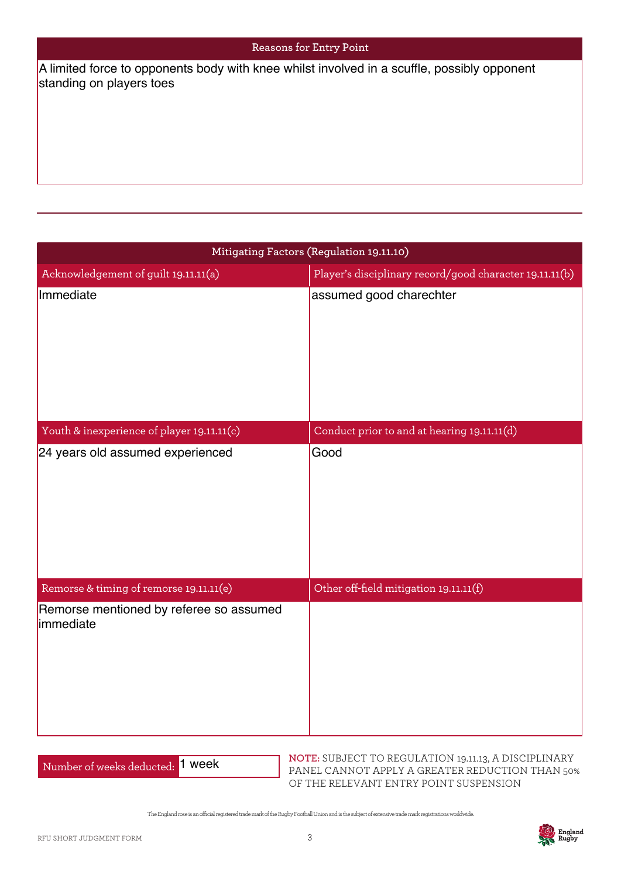## Reasons for Entry Point

A limited force to opponents body with knee whilst involved in a scuffle, possibly opponent standing on players toes

---

## Mitigating Factors (Regulation 19.11.10)

| Acknowledgement of guilt 19.11.11(a) | Player's disciplinary record/good character 19.11.11(b) |
|---|---|
| Immediate | assumed good charechter |
| **Youth & inexperience of player 19.11.11(c)** | **Conduct prior to and at hearing 19.11.11(d)** |
| 24 years old assumed experienced | Good |
| **Remorse & timing of remorse 19.11.11(e)** | **Other off-field mitigation 19.11.11(f)** |
| Remorse mentioned by referee so assumed immediate | |

Number of weeks deducted: 1 week

**NOTE:** SUBJECT TO REGULATION 19.11.13, A DISCIPLINARY PANEL CANNOT APPLY A GREATER REDUCTION THAN 50% OF THE RELEVANT ENTRY POINT SUSPENSION

The England rose is an official registered trade mark of the Rugby Football Union and is the subject of extensive trade mark registrations worldwide.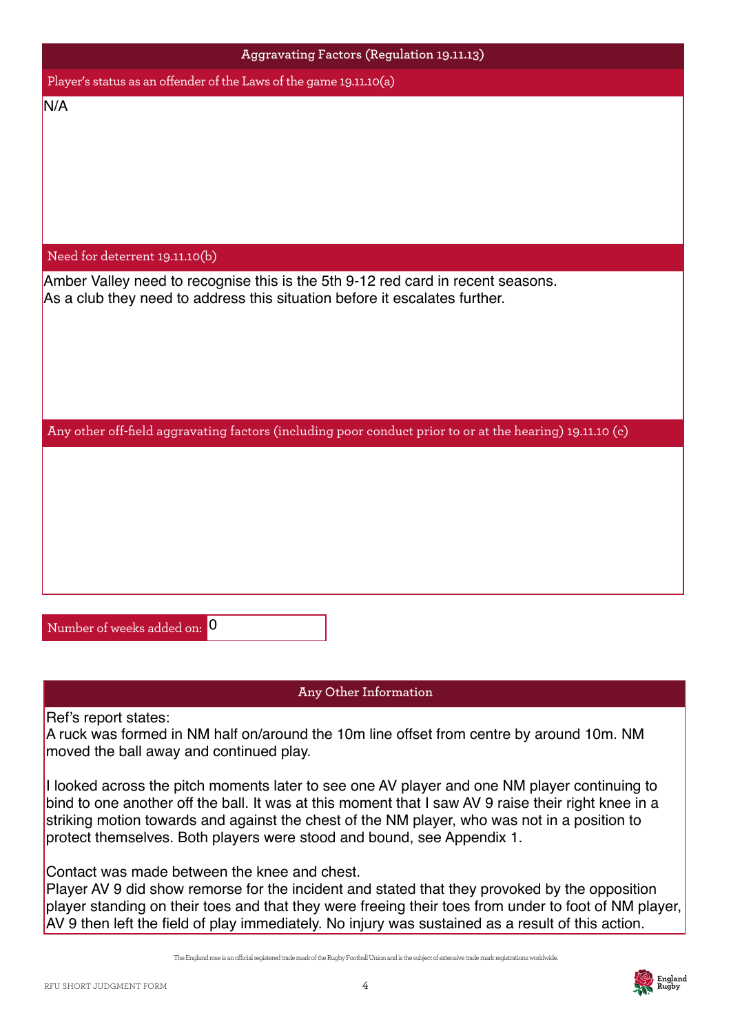## Aggravating Factors (Regulation 19.11.13)

### Player's status as an offender of the Laws of the game 19.11.10(a)

N/A

### Need for deterrent 19.11.10(b)

Amber Valley need to recognise this is the 5th 9-12 red card in recent seasons.
As a club they need to address this situation before it escalates further.

### Any other off-field aggravating factors (including poor conduct prior to or at the hearing) 19.11.10 (c)

Number of weeks added on: 0

## Any Other Information

Ref's report states:
A ruck was formed in NM half on/around the 10m line offset from centre by around 10m. NM moved the ball away and continued play.

I looked across the pitch moments later to see one AV player and one NM player continuing to bind to one another off the ball. It was at this moment that I saw AV 9 raise their right knee in a striking motion towards and against the chest of the NM player, who was not in a position to protect themselves. Both players were stood and bound, see Appendix 1.

Contact was made between the knee and chest.
Player AV 9 did show remorse for the incident and stated that they provoked by the opposition player standing on their toes and that they were freeing their toes from under to foot of NM player, AV 9 then left the field of play immediately. No injury was sustained as a result of this action.